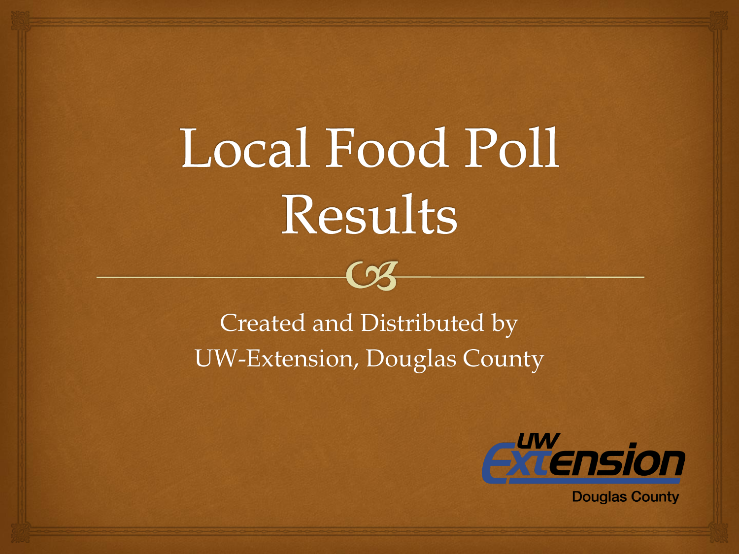# Local Food Poll Results

Created and Distributed by
UW-Extension, Douglas County

UW Extension
Douglas County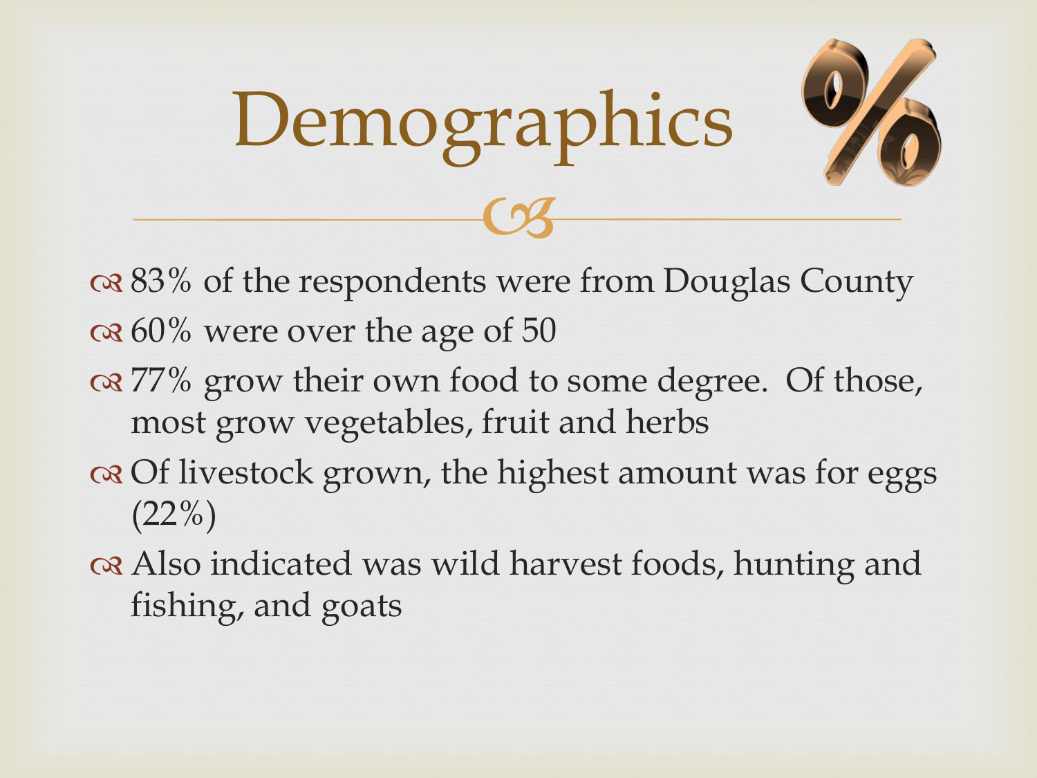# Demographics

- 83% of the respondents were from Douglas County
- 60% were over the age of 50
- 77% grow their own food to some degree. Of those, most grow vegetables, fruit and herbs
- Of livestock grown, the highest amount was for eggs (22%)
- Also indicated was wild harvest foods, hunting and fishing, and goats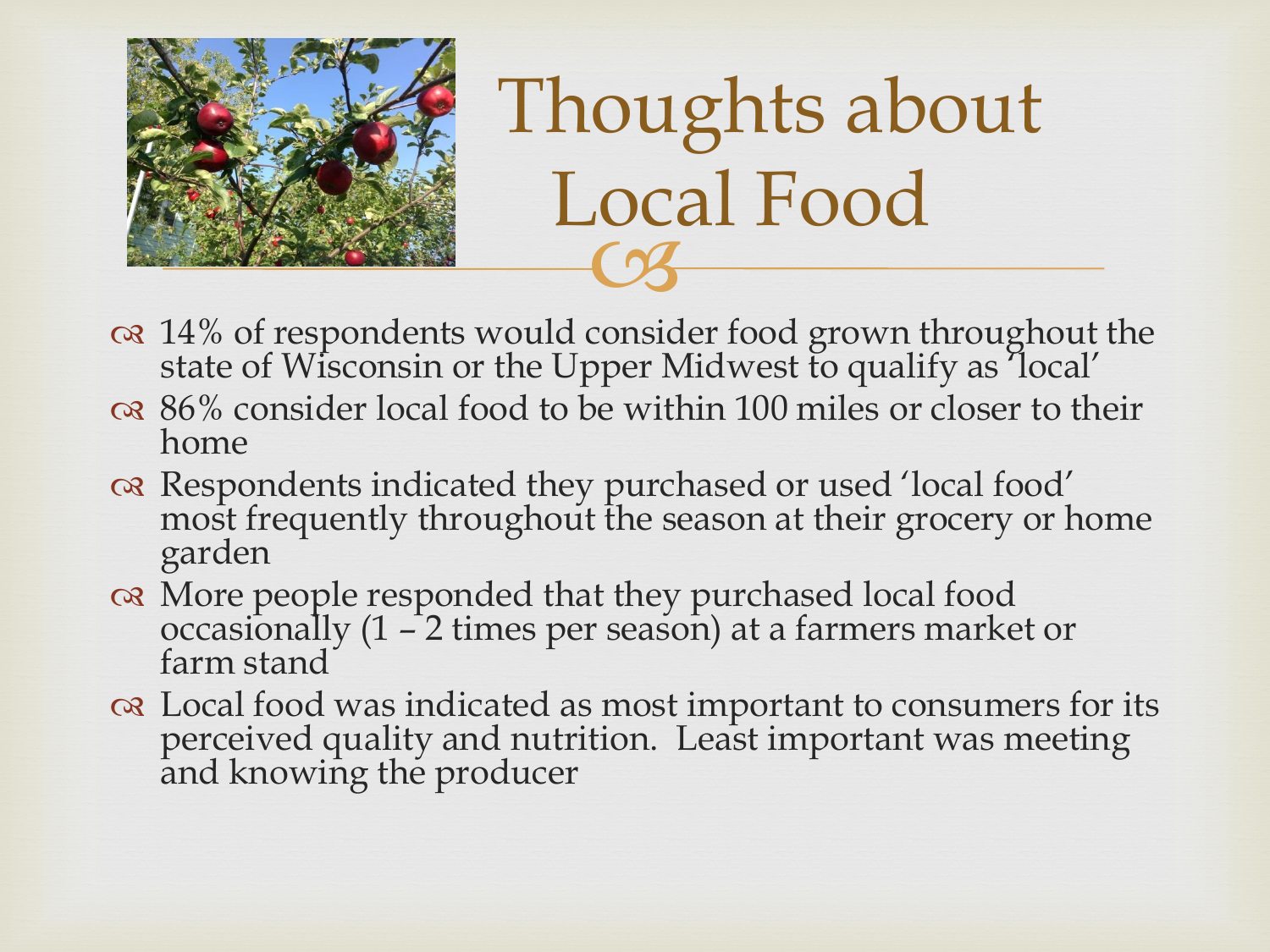# Thoughts about Local Food

- 14% of respondents would consider food grown throughout the state of Wisconsin or the Upper Midwest to qualify as 'local'
- 86% consider local food to be within 100 miles or closer to their home
- Respondents indicated they purchased or used 'local food' most frequently throughout the season at their grocery or home garden
- More people responded that they purchased local food occasionally (1 – 2 times per season) at a farmers market or farm stand
- Local food was indicated as most important to consumers for its perceived quality and nutrition. Least important was meeting and knowing the producer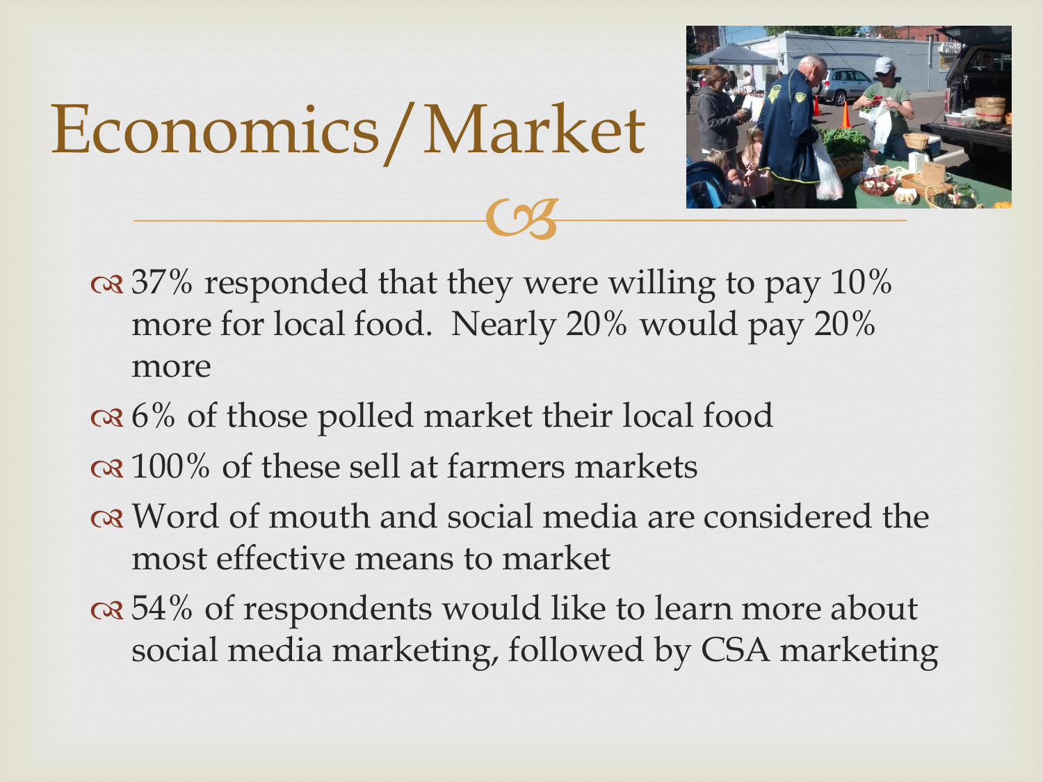# Economics/Market

- 37% responded that they were willing to pay 10% more for local food. Nearly 20% would pay 20% more
- 6% of those polled market their local food
- 100% of these sell at farmers markets
- Word of mouth and social media are considered the most effective means to market
- 54% of respondents would like to learn more about social media marketing, followed by CSA marketing